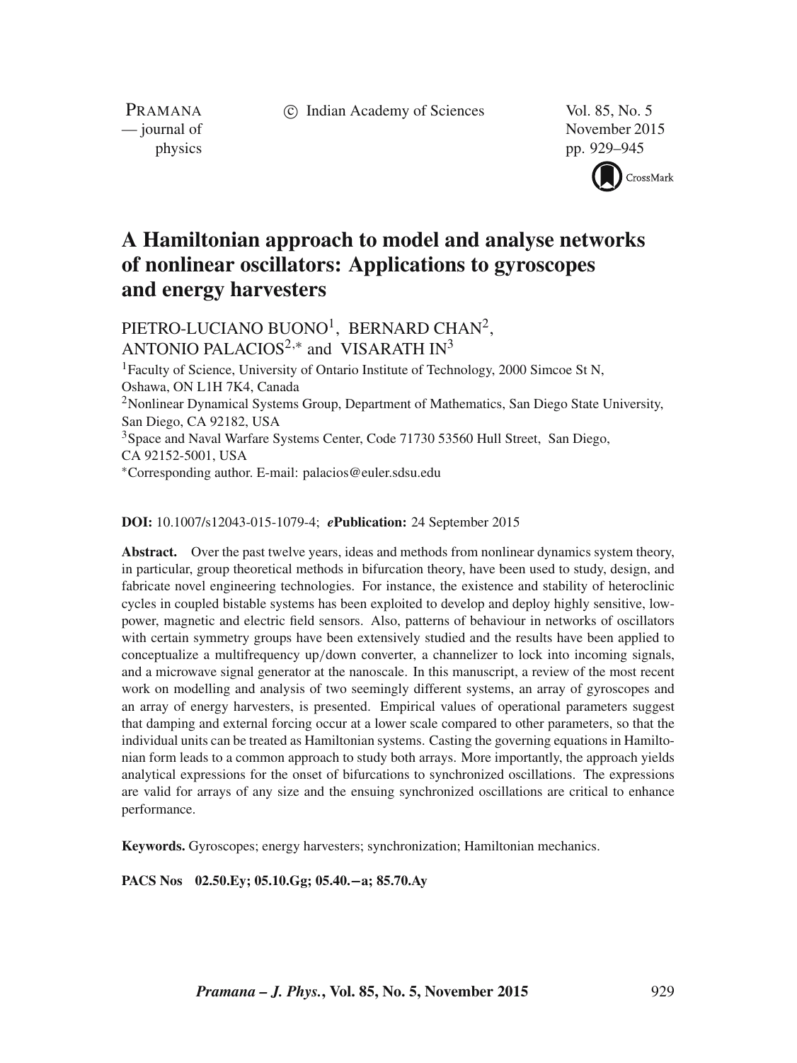# A Hamiltonian approach to model and analyse networks of nonlinear oscillators: Applications to gyroscopes and energy harvesters

PIETRO-LUCIANO BUONO[1], BERNARD CHAN[2], ANTONIO PALACIOS[2,*] and VISARATH IN[3]

[1]Faculty of Science, University of Ontario Institute of Technology, 2000 Simcoe St N, Oshawa, ON L1H 7K4, Canada

[2]Nonlinear Dynamical Systems Group, Department of Mathematics, San Diego State University, San Diego, CA 92182, USA

[3]Space and Naval Warfare Systems Center, Code 71730 53560 Hull Street, San Diego, CA 92152-5001, USA

[*]Corresponding author. E-mail: palacios@euler.sdsu.edu

**DOI:** 10.1007/s12043-015-1079-4; ***e*****Publication:** 24 September 2015

**Abstract.** Over the past twelve years, ideas and methods from nonlinear dynamics system theory, in particular, group theoretical methods in bifurcation theory, have been used to study, design, and fabricate novel engineering technologies. For instance, the existence and stability of heteroclinic cycles in coupled bistable systems has been exploited to develop and deploy highly sensitive, low-power, magnetic and electric field sensors. Also, patterns of behaviour in networks of oscillators with certain symmetry groups have been extensively studied and the results have been applied to conceptualize a multifrequency up/down converter, a channelizer to lock into incoming signals, and a microwave signal generator at the nanoscale. In this manuscript, a review of the most recent work on modelling and analysis of two seemingly different systems, an array of gyroscopes and an array of energy harvesters, is presented. Empirical values of operational parameters suggest that damping and external forcing occur at a lower scale compared to other parameters, so that the individual units can be treated as Hamiltonian systems. Casting the governing equations in Hamiltonian form leads to a common approach to study both arrays. More importantly, the approach yields analytical expressions for the onset of bifurcations to synchronized oscillations. The expressions are valid for arrays of any size and the ensuing synchronized oscillations are critical to enhance performance.

**Keywords.** Gyroscopes; energy harvesters; synchronization; Hamiltonian mechanics.

**PACS Nos** 02.50.Ey; 05.10.Gg; 05.40.−a; 85.70.Ay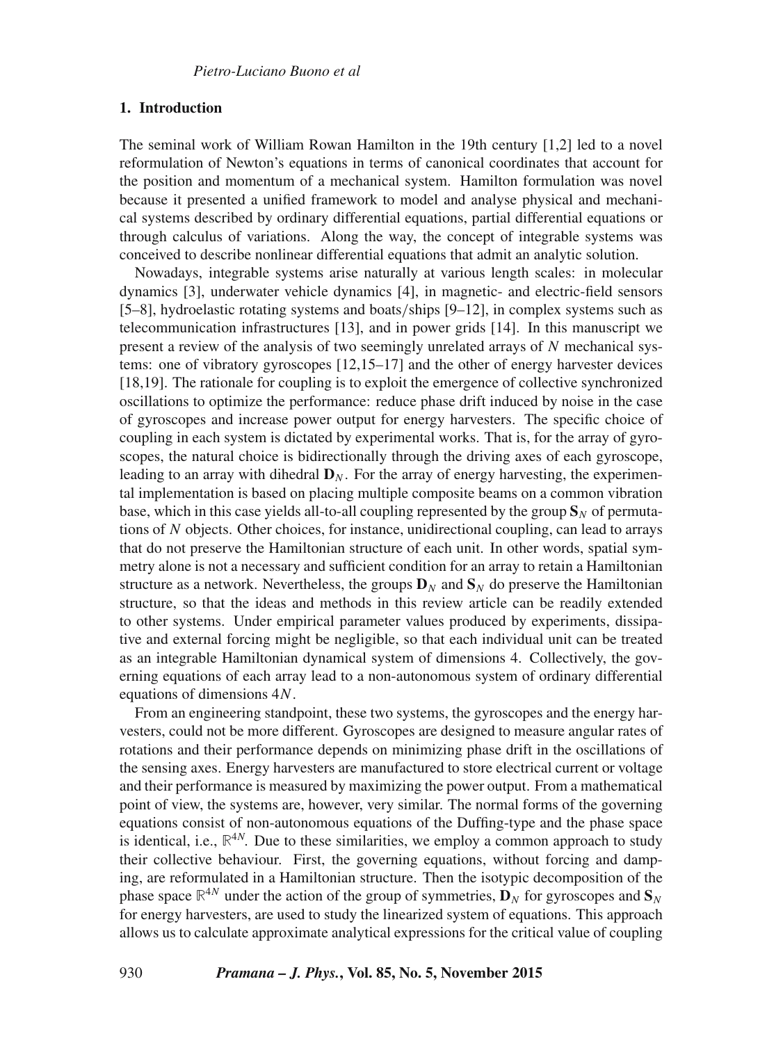## 1. Introduction

The seminal work of William Rowan Hamilton in the 19th century [1,2] led to a novel reformulation of Newton's equations in terms of canonical coordinates that account for the position and momentum of a mechanical system. Hamilton formulation was novel because it presented a unified framework to model and analyse physical and mechanical systems described by ordinary differential equations, partial differential equations or through calculus of variations. Along the way, the concept of integrable systems was conceived to describe nonlinear differential equations that admit an analytic solution.

Nowadays, integrable systems arise naturally at various length scales: in molecular dynamics [3], underwater vehicle dynamics [4], in magnetic- and electric-field sensors [5–8], hydroelastic rotating systems and boats/ships [9–12], in complex systems such as telecommunication infrastructures [13], and in power grids [14]. In this manuscript we present a review of the analysis of two seemingly unrelated arrays of $N$ mechanical systems: one of vibratory gyroscopes [12,15–17] and the other of energy harvester devices [18,19]. The rationale for coupling is to exploit the emergence of collective synchronized oscillations to optimize the performance: reduce phase drift induced by noise in the case of gyroscopes and increase power output for energy harvesters. The specific choice of coupling in each system is dictated by experimental works. That is, for the array of gyroscopes, the natural choice is bidirectionally through the driving axes of each gyroscope, leading to an array with dihedral $\mathbf{D}_N$. For the array of energy harvesting, the experimental implementation is based on placing multiple composite beams on a common vibration base, which in this case yields all-to-all coupling represented by the group $\mathbf{S}_N$ of permutations of $N$ objects. Other choices, for instance, unidirectional coupling, can lead to arrays that do not preserve the Hamiltonian structure of each unit. In other words, spatial symmetry alone is not a necessary and sufficient condition for an array to retain a Hamiltonian structure as a network. Nevertheless, the groups $\mathbf{D}_N$ and $\mathbf{S}_N$ do preserve the Hamiltonian structure, so that the ideas and methods in this review article can be readily extended to other systems. Under empirical parameter values produced by experiments, dissipative and external forcing might be negligible, so that each individual unit can be treated as an integrable Hamiltonian dynamical system of dimensions 4. Collectively, the governing equations of each array lead to a non-autonomous system of ordinary differential equations of dimensions $4N$.

From an engineering standpoint, these two systems, the gyroscopes and the energy harvesters, could not be more different. Gyroscopes are designed to measure angular rates of rotations and their performance depends on minimizing phase drift in the oscillations of the sensing axes. Energy harvesters are manufactured to store electrical current or voltage and their performance is measured by maximizing the power output. From a mathematical point of view, the systems are, however, very similar. The normal forms of the governing equations consist of non-autonomous equations of the Duffing-type and the phase space is identical, i.e., $\mathbb{R}^{4N}$. Due to these similarities, we employ a common approach to study their collective behaviour. First, the governing equations, without forcing and damping, are reformulated in a Hamiltonian structure. Then the isotypic decomposition of the phase space $\mathbb{R}^{4N}$ under the action of the group of symmetries, $\mathbf{D}_N$ for gyroscopes and $\mathbf{S}_N$ for energy harvesters, are used to study the linearized system of equations. This approach allows us to calculate approximate analytical expressions for the critical value of coupling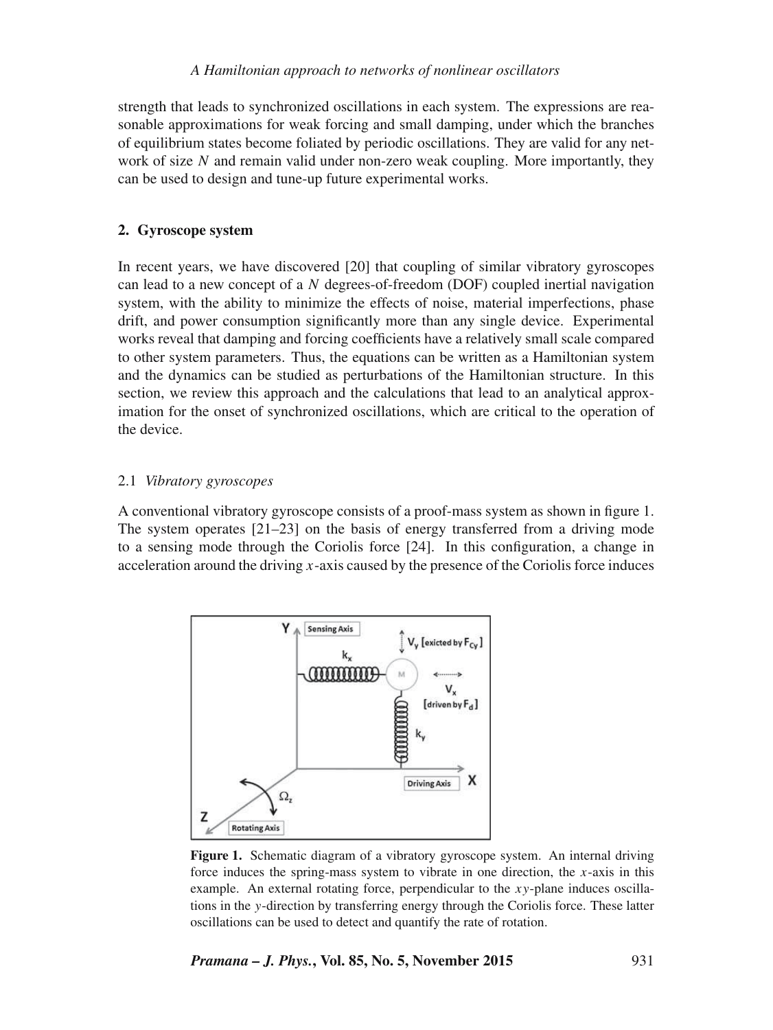strength that leads to synchronized oscillations in each system. The expressions are reasonable approximations for weak forcing and small damping, under which the branches of equilibrium states become foliated by periodic oscillations. They are valid for any network of size $N$ and remain valid under non-zero weak coupling. More importantly, they can be used to design and tune-up future experimental works.

## 2. Gyroscope system

In recent years, we have discovered [20] that coupling of similar vibratory gyroscopes can lead to a new concept of a $N$ degrees-of-freedom (DOF) coupled inertial navigation system, with the ability to minimize the effects of noise, material imperfections, phase drift, and power consumption significantly more than any single device. Experimental works reveal that damping and forcing coefficients have a relatively small scale compared to other system parameters. Thus, the equations can be written as a Hamiltonian system and the dynamics can be studied as perturbations of the Hamiltonian structure. In this section, we review this approach and the calculations that lead to an analytical approximation for the onset of synchronized oscillations, which are critical to the operation of the device.

### 2.1 *Vibratory gyroscopes*

A conventional vibratory gyroscope consists of a proof-mass system as shown in figure 1. The system operates [21–23] on the basis of energy transferred from a driving mode to a sensing mode through the Coriolis force [24]. In this configuration, a change in acceleration around the driving $x$-axis caused by the presence of the Coriolis force induces

**Figure 1.** Schematic diagram of a vibratory gyroscope system. An internal driving force induces the spring-mass system to vibrate in one direction, the $x$-axis in this example. An external rotating force, perpendicular to the $xy$-plane induces oscillations in the $y$-direction by transferring energy through the Coriolis force. These latter oscillations can be used to detect and quantify the rate of rotation.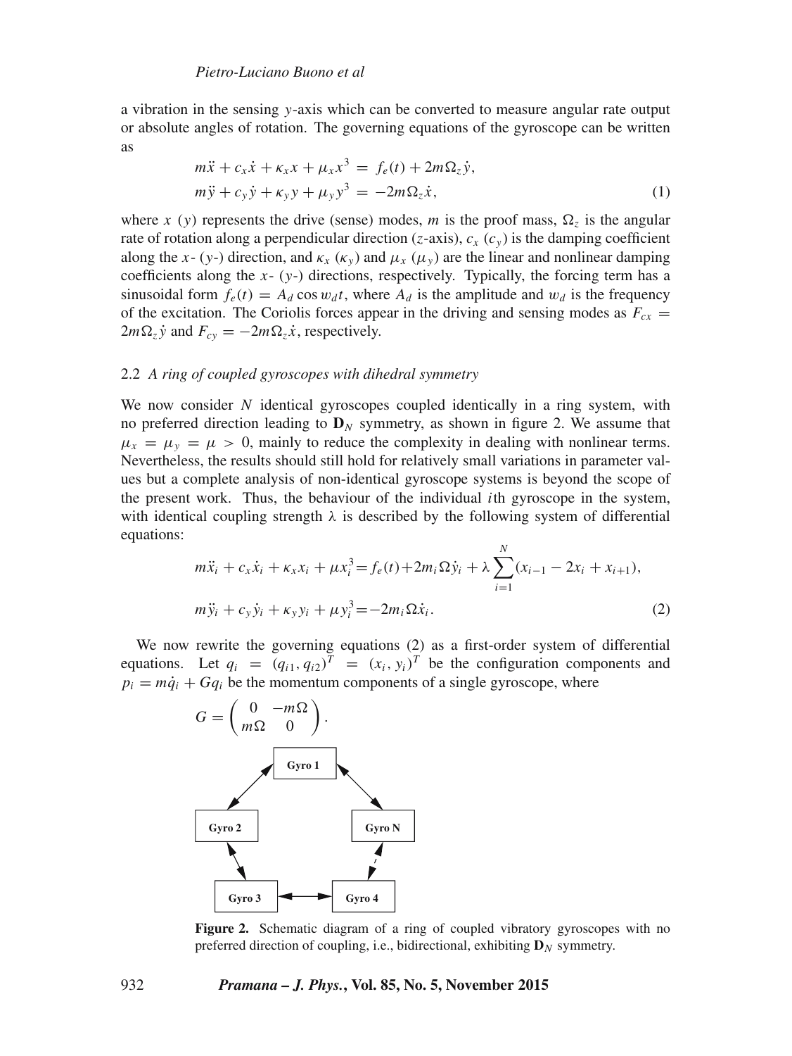a vibration in the sensing $y$-axis which can be converted to measure angular rate output or absolute angles of rotation. The governing equations of the gyroscope can be written as

$$
\begin{aligned}
m\ddot{x} + c_x\dot{x} + \kappa_x x + \mu_x x^3 &= f_e(t) + 2m\Omega_z\dot{y}, \\
m\ddot{y} + c_y\dot{y} + \kappa_y y + \mu_y y^3 &= -2m\Omega_z\dot{x},
\end{aligned}
\tag{1}
$$

where $x$ ($y$) represents the drive (sense) modes, $m$ is the proof mass, $\Omega_z$ is the angular rate of rotation along a perpendicular direction ($z$-axis), $c_x$ ($c_y$) is the damping coefficient along the $x$- ($y$-) direction, and $\kappa_x$ ($\kappa_y$) and $\mu_x$ ($\mu_y$) are the linear and nonlinear damping coefficients along the $x$- ($y$-) directions, respectively. Typically, the forcing term has a sinusoidal form $f_e(t) = A_d \cos w_d t$, where $A_d$ is the amplitude and $w_d$ is the frequency of the excitation. The Coriolis forces appear in the driving and sensing modes as $F_{cx} = 2m\Omega_z\dot{y}$ and $F_{cy} = -2m\Omega_z\dot{x}$, respectively.

### 2.2 *A ring of coupled gyroscopes with dihedral symmetry*

We now consider $N$ identical gyroscopes coupled identically in a ring system, with no preferred direction leading to $\mathbf{D}_N$ symmetry, as shown in figure 2. We assume that $\mu_x = \mu_y = \mu > 0$, mainly to reduce the complexity in dealing with nonlinear terms. Nevertheless, the results should still hold for relatively small variations in parameter values but a complete analysis of non-identical gyroscope systems is beyond the scope of the present work. Thus, the behaviour of the individual $i$th gyroscope in the system, with identical coupling strength $\lambda$ is described by the following system of differential equations:

$$
\begin{aligned}
m\ddot{x}_i + c_x\dot{x}_i + \kappa_x x_i + \mu x_i^3 &= f_e(t) + 2m_i\Omega\dot{y}_i + \lambda\sum_{i=1}^{N}(x_{i-1} - 2x_i + x_{i+1}), \\
m\ddot{y}_i + c_y\dot{y}_i + \kappa_y y_i + \mu y_i^3 &= -2m_i\Omega\dot{x}_i.
\end{aligned}
\tag{2}
$$

We now rewrite the governing equations (2) as a first-order system of differential equations. Let $q_i = (q_{i1}, q_{i2})^T = (x_i, y_i)^T$ be the configuration components and $p_i = m\dot{q}_i + Gq_i$ be the momentum components of a single gyroscope, where

$$
G = \begin{pmatrix} 0 & -m\Omega \\ m\Omega & 0 \end{pmatrix}.
$$

**Figure 2.** Schematic diagram of a ring of coupled vibratory gyroscopes with no preferred direction of coupling, i.e., bidirectional, exhibiting $\mathbf{D}_N$ symmetry.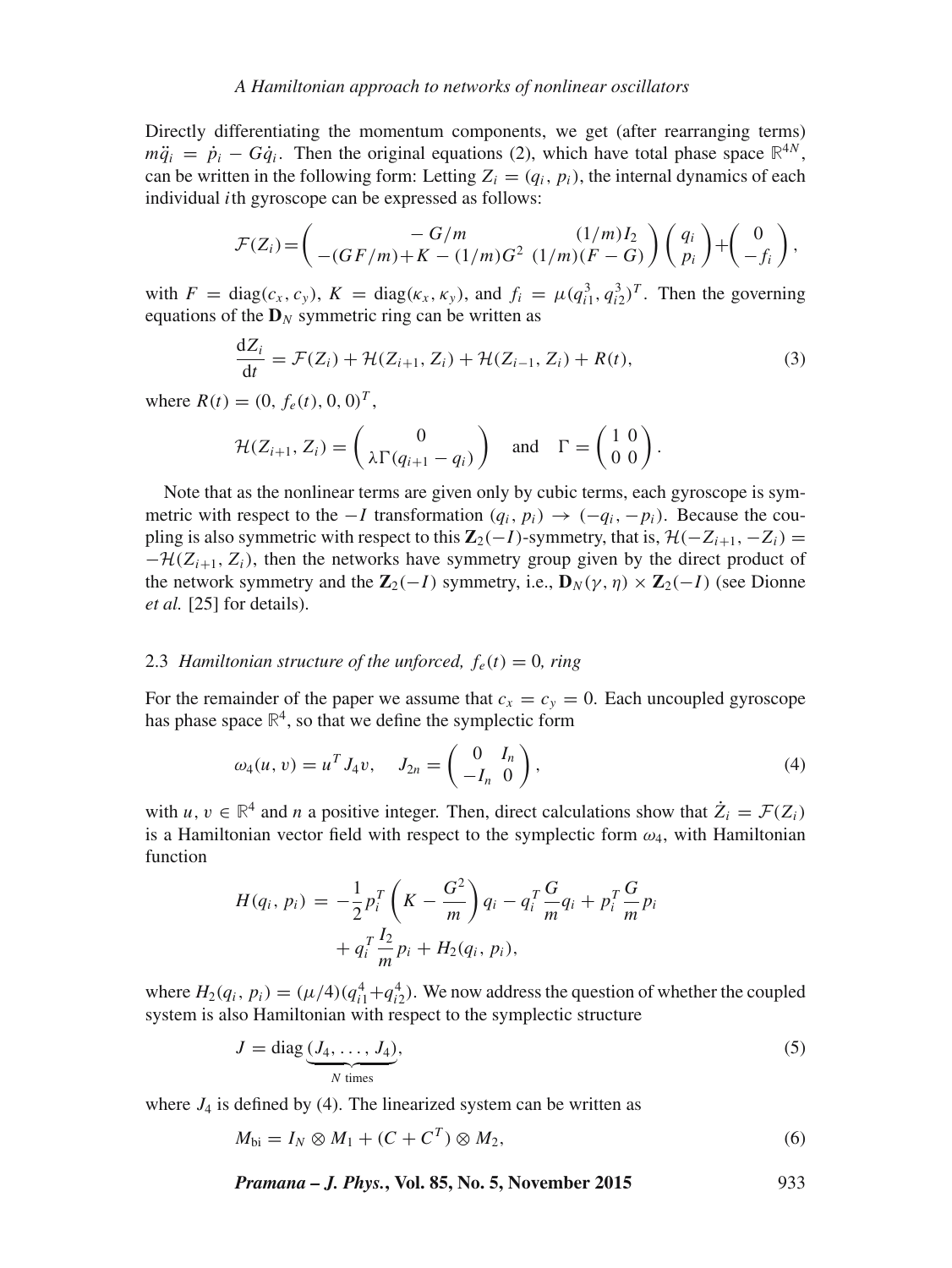Directly differentiating the momentum components, we get (after rearranging terms) $m\ddot{q}_i = \dot{p}_i - G\dot{q}_i$. Then the original equations (2), which have total phase space $\mathbb{R}^{4N}$, can be written in the following form: Letting $Z_i = (q_i, p_i)$, the internal dynamics of each individual $i$th gyroscope can be expressed as follows:

$$\mathcal{F}(Z_i) = \begin{pmatrix} -G/m & (1/m)I_2 \\ -(GF/m) + K - (1/m)G^2 & (1/m)(F - G) \end{pmatrix} \begin{pmatrix} q_i \\ p_i \end{pmatrix} + \begin{pmatrix} 0 \\ -f_i \end{pmatrix},$$

with $F = \mathrm{diag}(c_x, c_y)$, $K = \mathrm{diag}(\kappa_x, \kappa_y)$, and $f_i = \mu(q_{i1}^3, q_{i2}^3)^T$. Then the governing equations of the $\mathbf{D}_N$ symmetric ring can be written as

$$\frac{\mathrm{d}Z_i}{\mathrm{d}t} = \mathcal{F}(Z_i) + \mathcal{H}(Z_{i+1}, Z_i) + \mathcal{H}(Z_{i-1}, Z_i) + R(t), \tag{3}$$

where $R(t) = (0, f_e(t), 0, 0)^T$,

$$\mathcal{H}(Z_{i+1}, Z_i) = \begin{pmatrix} 0 \\ \lambda\Gamma(q_{i+1} - q_i) \end{pmatrix} \quad \text{and} \quad \Gamma = \begin{pmatrix} 1 & 0 \\ 0 & 0 \end{pmatrix}.$$

Note that as the nonlinear terms are given only by cubic terms, each gyroscope is symmetric with respect to the $-I$ transformation $(q_i, p_i) \to (-q_i, -p_i)$. Because the coupling is also symmetric with respect to this $\mathbf{Z}_2(-I)$-symmetry, that is, $\mathcal{H}(-Z_{i+1}, -Z_i) = -\mathcal{H}(Z_{i+1}, Z_i)$, then the networks have symmetry group given by the direct product of the network symmetry and the $\mathbf{Z}_2(-I)$ symmetry, i.e., $\mathbf{D}_N(\gamma, \eta) \times \mathbf{Z}_2(-I)$ (see Dionne *et al.* [25] for details).

### 2.3 *Hamiltonian structure of the unforced, $f_e(t) = 0$, ring*

For the remainder of the paper we assume that $c_x = c_y = 0$. Each uncoupled gyroscope has phase space $\mathbb{R}^4$, so that we define the symplectic form

$$\omega_4(u, v) = u^T J_4 v, \quad J_{2n} = \begin{pmatrix} 0 & I_n \\ -I_n & 0 \end{pmatrix}, \tag{4}$$

with $u, v \in \mathbb{R}^4$ and $n$ a positive integer. Then, direct calculations show that $\dot{Z}_i = \mathcal{F}(Z_i)$ is a Hamiltonian vector field with respect to the symplectic form $\omega_4$, with Hamiltonian function

$$\begin{aligned} H(q_i, p_i) = &-\frac{1}{2} p_i^T \left( K - \frac{G^2}{m} \right) q_i - q_i^T \frac{G}{m} q_i + p_i^T \frac{G}{m} p_i \\ &+ q_i^T \frac{I_2}{m} p_i + H_2(q_i, p_i), \end{aligned}$$

where $H_2(q_i, p_i) = (\mu/4)(q_{i1}^4 + q_{i2}^4)$. We now address the question of whether the coupled system is also Hamiltonian with respect to the symplectic structure

$$J = \mathrm{diag}\,\underbrace{(J_4, \ldots, J_4)}_{N \text{ times}}, \tag{5}$$

where $J_4$ is defined by (4). The linearized system can be written as

$$M_{\mathrm{bi}} = I_N \otimes M_1 + (C + C^T) \otimes M_2, \tag{6}$$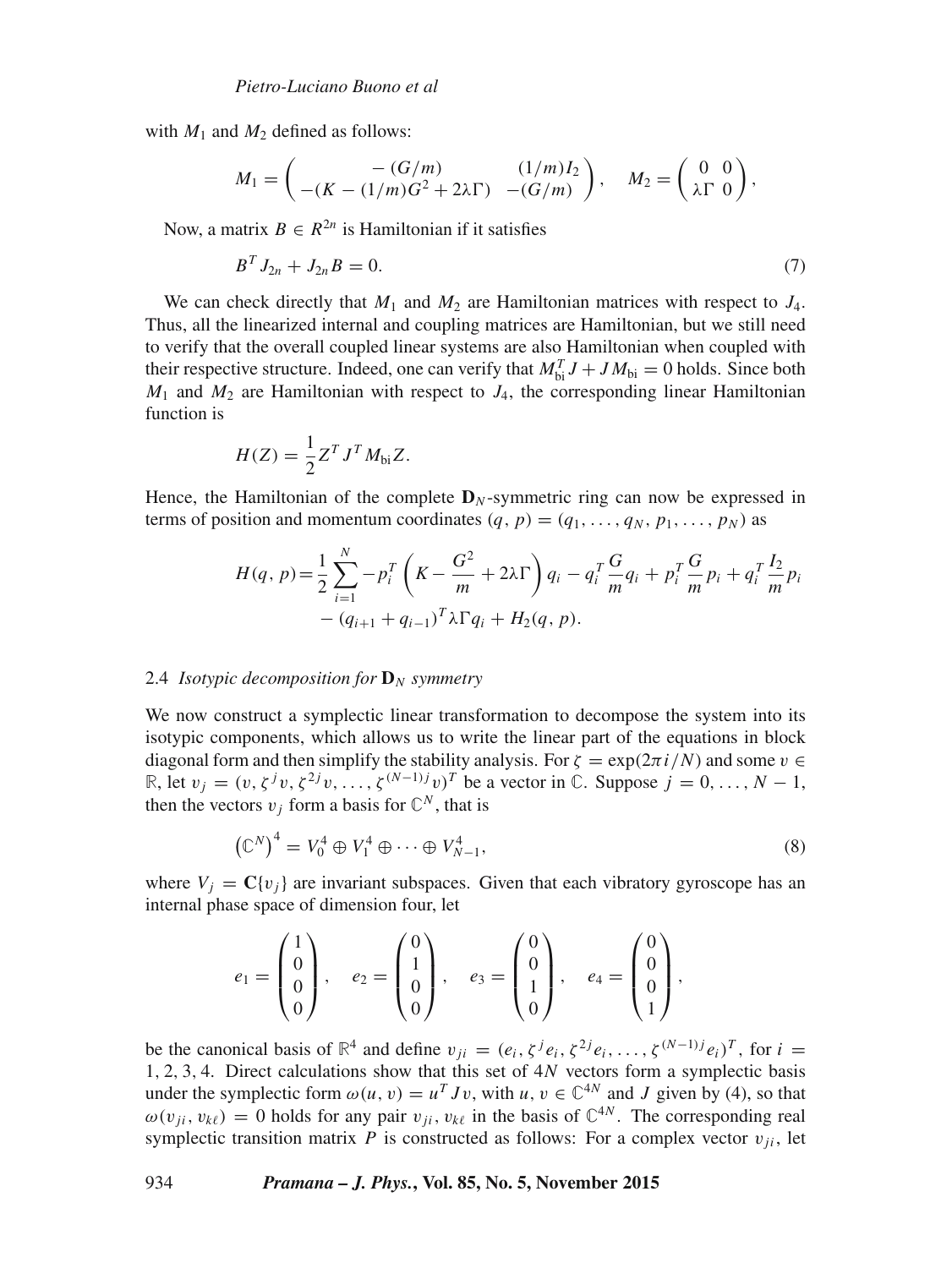with $M_1$ and $M_2$ defined as follows:

$$M_1 = \begin{pmatrix} -(G/m) & (1/m)I_2 \\ -(K-(1/m)G^2+2\lambda\Gamma) & -(G/m) \end{pmatrix}, \quad M_2 = \begin{pmatrix} 0 & 0 \\ \lambda\Gamma & 0 \end{pmatrix},$$

Now, a matrix $B \in R^{2n}$ is Hamiltonian if it satisfies

$$B^T J_{2n} + J_{2n} B = 0. \tag{7}$$

We can check directly that $M_1$ and $M_2$ are Hamiltonian matrices with respect to $J_4$. Thus, all the linearized internal and coupling matrices are Hamiltonian, but we still need to verify that the overall coupled linear systems are also Hamiltonian when coupled with their respective structure. Indeed, one can verify that $M_{\text{bi}}^T J + J M_{\text{bi}} = 0$ holds. Since both $M_1$ and $M_2$ are Hamiltonian with respect to $J_4$, the corresponding linear Hamiltonian function is

$$H(Z) = \frac{1}{2} Z^T J^T M_{\text{bi}} Z.$$

Hence, the Hamiltonian of the complete $\mathbf{D}_N$-symmetric ring can now be expressed in terms of position and momentum coordinates $(q,p) = (q_1,\ldots,q_N,p_1,\ldots,p_N)$ as

$$\begin{aligned} H(q,p) = &\frac{1}{2}\sum_{i=1}^{N} -p_i^T\left(K - \frac{G^2}{m} + 2\lambda\Gamma\right)q_i - q_i^T\frac{G}{m}q_i + p_i^T\frac{G}{m}p_i + q_i^T\frac{I_2}{m}p_i \\ &- (q_{i+1}+q_{i-1})^T\lambda\Gamma q_i + H_2(q,p). \end{aligned}$$

### 2.4 *Isotypic decomposition for $\mathbf{D}_N$ symmetry*

We now construct a symplectic linear transformation to decompose the system into its isotypic components, which allows us to write the linear part of the equations in block diagonal form and then simplify the stability analysis. For $\zeta = \exp(2\pi i/N)$ and some $v \in \mathbb{R}$, let $v_j = (v, \zeta^j v, \zeta^{2j} v, \ldots, \zeta^{(N-1)j} v)^T$ be a vector in $\mathbb{C}$. Suppose $j = 0,\ldots,N-1$, then the vectors $v_j$ form a basis for $\mathbb{C}^N$, that is

$$\left(\mathbb{C}^N\right)^4 = V_0^4 \oplus V_1^4 \oplus \cdots \oplus V_{N-1}^4, \tag{8}$$

where $V_j = \mathbf{C}\{v_j\}$ are invariant subspaces. Given that each vibratory gyroscope has an internal phase space of dimension four, let

$$e_1 = \begin{pmatrix} 1 \\ 0 \\ 0 \\ 0 \end{pmatrix}, \quad e_2 = \begin{pmatrix} 0 \\ 1 \\ 0 \\ 0 \end{pmatrix}, \quad e_3 = \begin{pmatrix} 0 \\ 0 \\ 1 \\ 0 \end{pmatrix}, \quad e_4 = \begin{pmatrix} 0 \\ 0 \\ 0 \\ 1 \end{pmatrix},$$

be the canonical basis of $\mathbb{R}^4$ and define $v_{ji} = (e_i, \zeta^j e_i, \zeta^{2j} e_i, \ldots, \zeta^{(N-1)j} e_i)^T$, for $i = 1,2,3,4$. Direct calculations show that this set of $4N$ vectors form a symplectic basis under the symplectic form $\omega(u,v) = u^T J v$, with $u, v \in \mathbb{C}^{4N}$ and $J$ given by (4), so that $\omega(v_{ji}, v_{k\ell}) = 0$ holds for any pair $v_{ji}, v_{k\ell}$ in the basis of $\mathbb{C}^{4N}$. The corresponding real symplectic transition matrix $P$ is constructed as follows: For a complex vector $v_{ji}$, let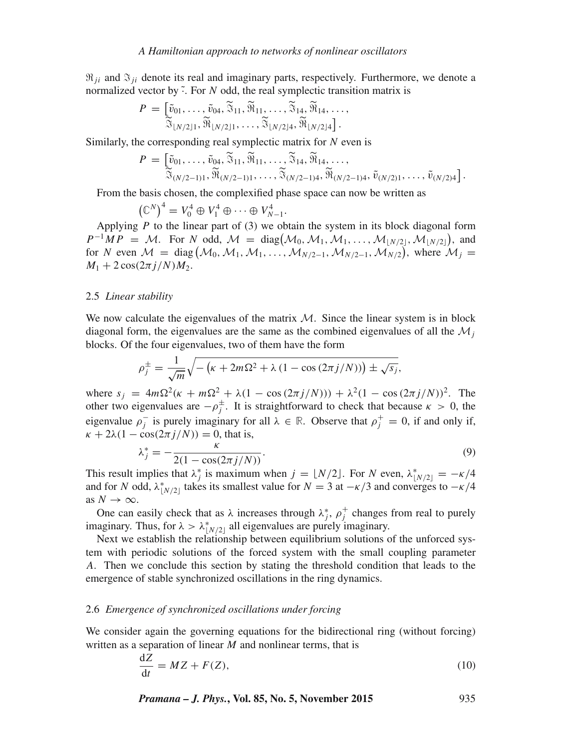$\Re_{ji}$ and $\Im_{ji}$ denote its real and imaginary parts, respectively. Furthermore, we denote a normalized vector by $\tilde{\cdot}$. For $N$ odd, the real symplectic transition matrix is

$$P = \big[\tilde{v}_{01}, \ldots, \tilde{v}_{04}, \widetilde{\Im}_{11}, \widetilde{\Re}_{11}, \ldots, \widetilde{\Im}_{14}, \widetilde{\Re}_{14}, \ldots, \widetilde{\Im}_{\lfloor N/2 \rfloor 1}, \widetilde{\Re}_{\lfloor N/2 \rfloor 1}, \ldots, \widetilde{\Im}_{\lfloor N/2 \rfloor 4}, \widetilde{\Re}_{\lfloor N/2 \rfloor 4}\big].$$

Similarly, the corresponding real symplectic matrix for $N$ even is

$$P = \big[\tilde{v}_{01}, \ldots, \tilde{v}_{04}, \widetilde{\Im}_{11}, \widetilde{\Re}_{11}, \ldots, \widetilde{\Im}_{14}, \widetilde{\Re}_{14}, \ldots, \widetilde{\Im}_{(N/2-1)1}, \widetilde{\Re}_{(N/2-1)1}, \ldots, \widetilde{\Im}_{(N/2-1)4}, \widetilde{\Re}_{(N/2-1)4}, \tilde{v}_{(N/2)1}, \ldots, \tilde{v}_{(N/2)4}\big].$$

From the basis chosen, the complexified phase space can now be written as

$$\left(\mathbb{C}^N\right)^4 = V_0^4 \oplus V_1^4 \oplus \cdots \oplus V_{N-1}^4.$$

Applying $P$ to the linear part of (3) we obtain the system in its block diagonal form $P^{-1}MP = \mathcal{M}$. For $N$ odd, $\mathcal{M} = \mathrm{diag}\big(\mathcal{M}_0, \mathcal{M}_1, \mathcal{M}_1, \ldots, \mathcal{M}_{\lfloor N/2 \rfloor}, \mathcal{M}_{\lfloor N/2 \rfloor}\big)$, and for $N$ even $\mathcal{M} = \mathrm{diag}\left(\mathcal{M}_0, \mathcal{M}_1, \mathcal{M}_1, \ldots, \mathcal{M}_{N/2-1}, \mathcal{M}_{N/2-1}, \mathcal{M}_{N/2}\right)$, where $\mathcal{M}_j = M_1 + 2\cos(2\pi j/N) M_2$.

### 2.5 *Linear stability*

We now calculate the eigenvalues of the matrix $\mathcal{M}$. Since the linear system is in block diagonal form, the eigenvalues are the same as the combined eigenvalues of all the $\mathcal{M}_j$ blocks. Of the four eigenvalues, two of them have the form

$$\rho_j^{\pm} = \frac{1}{\sqrt{m}} \sqrt{-\left(\kappa + 2m\Omega^2 + \lambda\left(1 - \cos\left(2\pi j/N\right)\right)\right) \pm \sqrt{s_j}},$$

where $s_j = 4m\Omega^2(\kappa + m\Omega^2 + \lambda(1 - \cos(2\pi j/N))) + \lambda^2(1 - \cos(2\pi j/N))^2$. The other two eigenvalues are $-\rho_j^{\pm}$. It is straightforward to check that because $\kappa > 0$, the eigenvalue $\rho_j^-$ is purely imaginary for all $\lambda \in \mathbb{R}$. Observe that $\rho_j^+ = 0$, if and only if, $\kappa + 2\lambda(1 - \cos(2\pi j/N)) = 0$, that is,

$$\lambda_j^* = -\frac{\kappa}{2(1 - \cos(2\pi j/N))}. \tag{9}$$

This result implies that $\lambda_j^*$ is maximum when $j = \lfloor N/2 \rfloor$. For $N$ even, $\lambda_{\lfloor N/2 \rfloor}^* = -\kappa/4$ and for $N$ odd, $\lambda_{\lfloor N/2 \rfloor}^*$ takes its smallest value for $N = 3$ at $-\kappa/3$ and converges to $-\kappa/4$ as $N \to \infty$.

One can easily check that as $\lambda$ increases through $\lambda_j^*$, $\rho_j^+$ changes from real to purely imaginary. Thus, for $\lambda > \lambda_{\lfloor N/2 \rfloor}^*$ all eigenvalues are purely imaginary.

Next we establish the relationship between equilibrium solutions of the unforced system with periodic solutions of the forced system with the small coupling parameter $A$. Then we conclude this section by stating the threshold condition that leads to the emergence of stable synchronized oscillations in the ring dynamics.

### 2.6 *Emergence of synchronized oscillations under forcing*

We consider again the governing equations for the bidirectional ring (without forcing) written as a separation of linear $M$ and nonlinear terms, that is

$$\frac{\mathrm{d}Z}{\mathrm{d}t} = MZ + F(Z), \tag{10}$$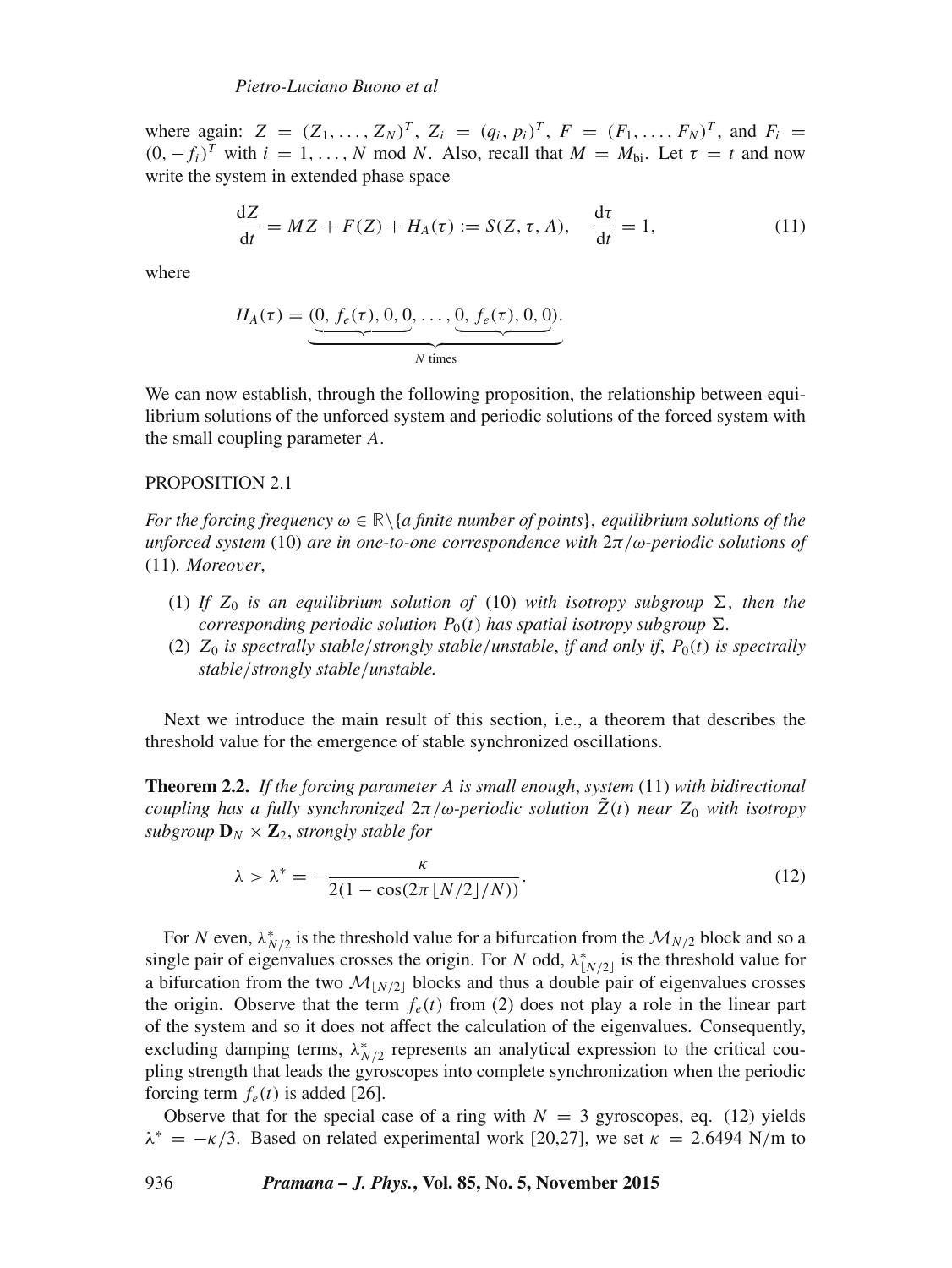where again: $Z = (Z_1, \ldots, Z_N)^T$, $Z_i = (q_i, p_i)^T$, $F = (F_1, \ldots, F_N)^T$, and $F_i = (0, -f_i)^T$ with $i = 1, \ldots, N$ mod $N$. Also, recall that $M = M_{\text{bi}}$. Let $\tau = t$ and now write the system in extended phase space

$$\frac{\mathrm{d}Z}{\mathrm{d}t} = MZ + F(Z) + H_A(\tau) := S(Z, \tau, A), \quad \frac{\mathrm{d}\tau}{\mathrm{d}t} = 1, \tag{11}$$

where

$$H_A(\tau) = \underbrace{(\underbrace{0,\ f_e(\tau), 0, 0}, \ldots, \underbrace{0,\ f_e(\tau), 0, 0})}_{N \text{ times}}.$$

We can now establish, through the following proposition, the relationship between equilibrium solutions of the unforced system and periodic solutions of the forced system with the small coupling parameter $A$.

PROPOSITION 2.1

*For the forcing frequency $\omega \in \mathbb{R}\backslash\{$a finite number of points$\}$, equilibrium solutions of the unforced system* (10) *are in one-to-one correspondence with $2\pi/\omega$-periodic solutions of* (11)*. Moreover*,

1. *If $Z_0$ is an equilibrium solution of* (10) *with isotropy subgroup $\Sigma$, then the corresponding periodic solution $P_0(t)$ has spatial isotropy subgroup $\Sigma$.*
2. *$Z_0$ is spectrally stable/strongly stable/unstable, if and only if, $P_0(t)$ is spectrally stable/strongly stable/unstable.*

Next we introduce the main result of this section, i.e., a theorem that describes the threshold value for the emergence of stable synchronized oscillations.

**Theorem 2.2.** *If the forcing parameter $A$ is small enough, system* (11) *with bidirectional coupling has a fully synchronized $2\pi/\omega$-periodic solution $\tilde{Z}(t)$ near $Z_0$ with isotropy subgroup $\mathbf{D}_N \times \mathbf{Z}_2$, strongly stable for*

$$\lambda > \lambda^* = -\frac{\kappa}{2(1 - \cos(2\pi\lfloor N/2 \rfloor/N))}. \tag{12}$$

For $N$ even, $\lambda^*_{N/2}$ is the threshold value for a bifurcation from the $\mathcal{M}_{N/2}$ block and so a single pair of eigenvalues crosses the origin. For $N$ odd, $\lambda^*_{\lfloor N/2 \rfloor}$ is the threshold value for a bifurcation from the two $\mathcal{M}_{\lfloor N/2 \rfloor}$ blocks and thus a double pair of eigenvalues crosses the origin. Observe that the term $f_e(t)$ from (2) does not play a role in the linear part of the system and so it does not affect the calculation of the eigenvalues. Consequently, excluding damping terms, $\lambda^*_{N/2}$ represents an analytical expression to the critical coupling strength that leads the gyroscopes into complete synchronization when the periodic forcing term $f_e(t)$ is added [26].

Observe that for the special case of a ring with $N = 3$ gyroscopes, eq. (12) yields $\lambda^* = -\kappa/3$. Based on related experimental work [20,27], we set $\kappa = 2.6494$ N/m to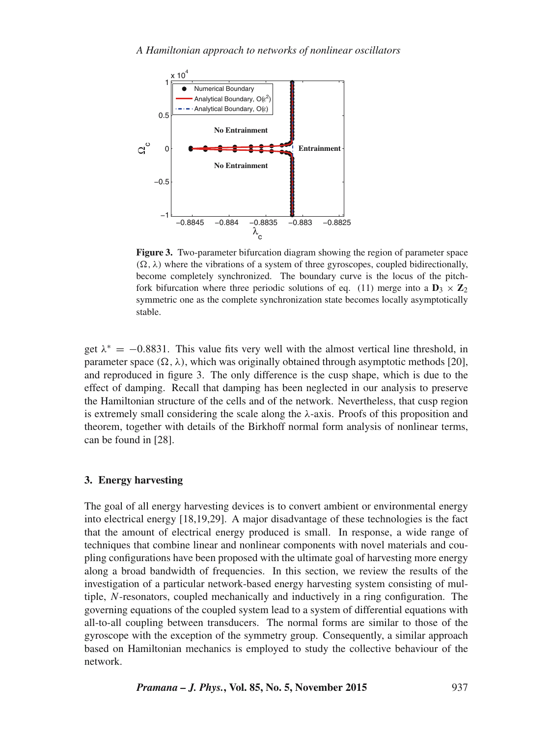**Figure 3.** Two-parameter bifurcation diagram showing the region of parameter space $(\Omega, \lambda)$ where the vibrations of a system of three gyroscopes, coupled bidirectionally, become completely synchronized. The boundary curve is the locus of the pitchfork bifurcation where three periodic solutions of eq. (11) merge into a $\mathbf{D}_3 \times \mathbf{Z}_2$ symmetric one as the complete synchronization state becomes locally asymptotically stable.

get $\lambda^* = -0.8831$. This value fits very well with the almost vertical line threshold, in parameter space $(\Omega, \lambda)$, which was originally obtained through asymptotic methods [20], and reproduced in figure 3. The only difference is the cusp shape, which is due to the effect of damping. Recall that damping has been neglected in our analysis to preserve the Hamiltonian structure of the cells and of the network. Nevertheless, that cusp region is extremely small considering the scale along the $\lambda$-axis. Proofs of this proposition and theorem, together with details of the Birkhoff normal form analysis of nonlinear terms, can be found in [28].

### 3. Energy harvesting

The goal of all energy harvesting devices is to convert ambient or environmental energy into electrical energy [18,19,29]. A major disadvantage of these technologies is the fact that the amount of electrical energy produced is small. In response, a wide range of techniques that combine linear and nonlinear components with novel materials and coupling configurations have been proposed with the ultimate goal of harvesting more energy along a broad bandwidth of frequencies. In this section, we review the results of the investigation of a particular network-based energy harvesting system consisting of multiple, $N$-resonators, coupled mechanically and inductively in a ring configuration. The governing equations of the coupled system lead to a system of differential equations with all-to-all coupling between transducers. The normal forms are similar to those of the gyroscope with the exception of the symmetry group. Consequently, a similar approach based on Hamiltonian mechanics is employed to study the collective behaviour of the network.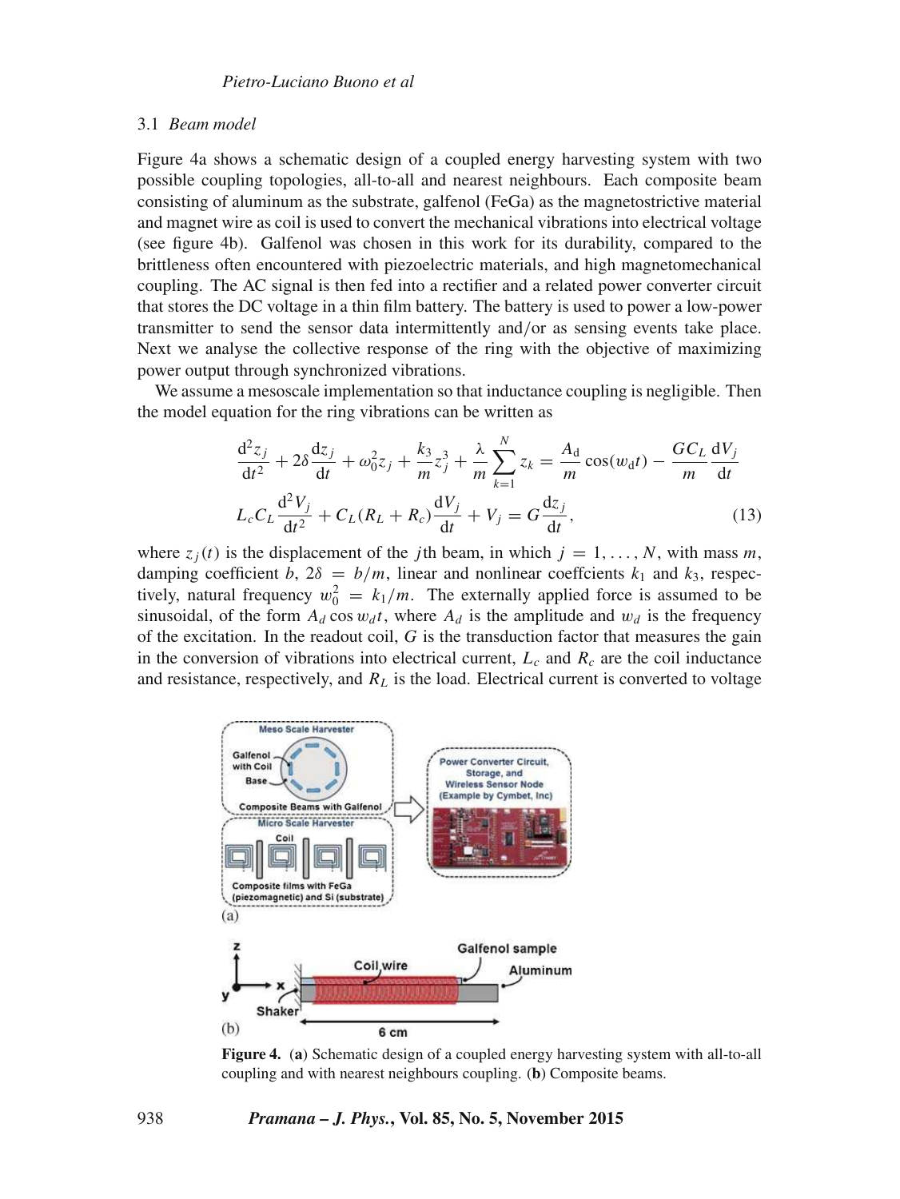### 3.1 *Beam model*

Figure 4a shows a schematic design of a coupled energy harvesting system with two possible coupling topologies, all-to-all and nearest neighbours. Each composite beam consisting of aluminum as the substrate, galfenol (FeGa) as the magnetostrictive material and magnet wire as coil is used to convert the mechanical vibrations into electrical voltage (see figure 4b). Galfenol was chosen in this work for its durability, compared to the brittleness often encountered with piezoelectric materials, and high magnetomechanical coupling. The AC signal is then fed into a rectifier and a related power converter circuit that stores the DC voltage in a thin film battery. The battery is used to power a low-power transmitter to send the sensor data intermittently and/or as sensing events take place. Next we analyse the collective response of the ring with the objective of maximizing power output through synchronized vibrations.

We assume a mesoscale implementation so that inductance coupling is negligible. Then the model equation for the ring vibrations can be written as

$$\frac{\mathrm{d}^2 z_j}{\mathrm{d}t^2} + 2\delta \frac{\mathrm{d}z_j}{\mathrm{d}t} + \omega_0^2 z_j + \frac{k_3}{m} z_j^3 + \frac{\lambda}{m} \sum_{k=1}^{N} z_k = \frac{A_\mathrm{d}}{m} \cos(w_\mathrm{d} t) - \frac{G C_L}{m} \frac{\mathrm{d}V_j}{\mathrm{d}t}$$

$$L_c C_L \frac{\mathrm{d}^2 V_j}{\mathrm{d}t^2} + C_L (R_L + R_c) \frac{\mathrm{d}V_j}{\mathrm{d}t} + V_j = G \frac{\mathrm{d}z_j}{\mathrm{d}t}, \tag{13}$$

where $z_j(t)$ is the displacement of the $j$th beam, in which $j = 1, \ldots, N$, with mass $m$, damping coefficient $b$, $2\delta = b/m$, linear and nonlinear coeffcients $k_1$ and $k_3$, respectively, natural frequency $w_0^2 = k_1/m$. The externally applied force is assumed to be sinusoidal, of the form $A_d \cos w_d t$, where $A_d$ is the amplitude and $w_d$ is the frequency of the excitation. In the readout coil, $G$ is the transduction factor that measures the gain in the conversion of vibrations into electrical current, $L_c$ and $R_c$ are the coil inductance and resistance, respectively, and $R_L$ is the load. Electrical current is converted to voltage

**Figure 4.** (**a**) Schematic design of a coupled energy harvesting system with all-to-all coupling and with nearest neighbours coupling. (**b**) Composite beams.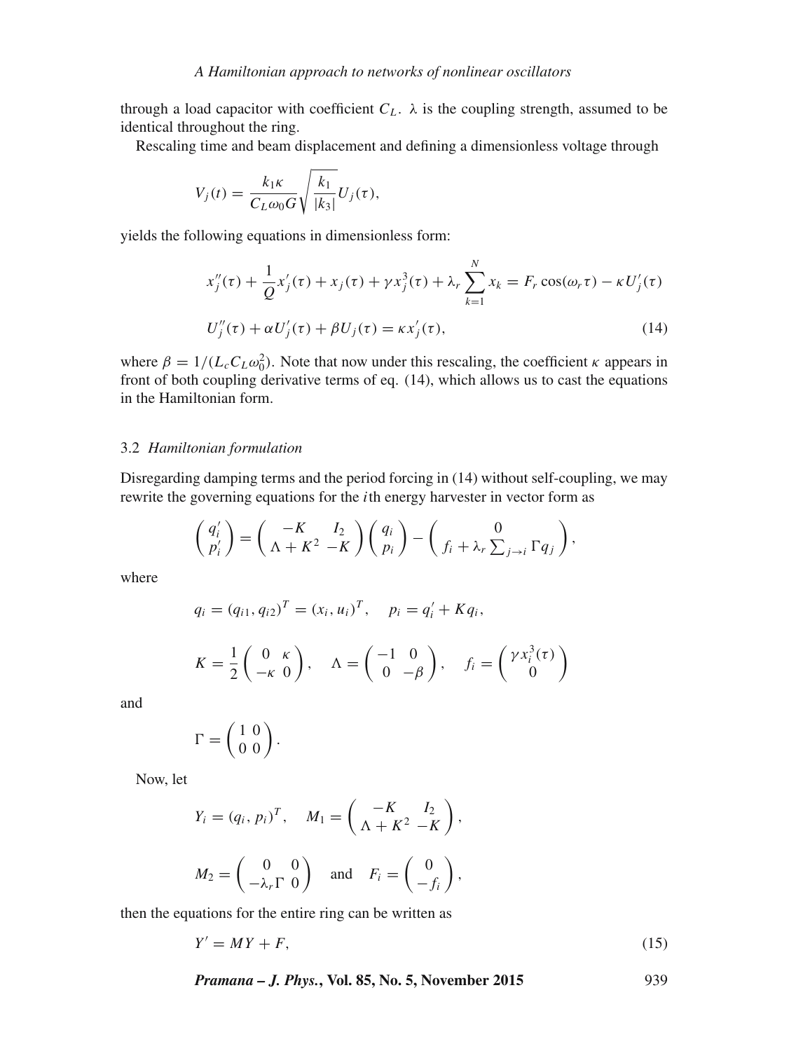through a load capacitor with coefficient $C_L$. $\lambda$ is the coupling strength, assumed to be identical throughout the ring.

Rescaling time and beam displacement and defining a dimensionless voltage through

$$V_j(t) = \frac{k_1 \kappa}{C_L \omega_0 G} \sqrt{\frac{k_1}{|k_3|}} U_j(\tau),$$

yields the following equations in dimensionless form:

$$x_j''(\tau) + \frac{1}{Q} x_j'(\tau) + x_j(\tau) + \gamma x_j^3(\tau) + \lambda_r \sum_{k=1}^{N} x_k = F_r \cos(\omega_r \tau) - \kappa U_j'(\tau)$$

$$U_j''(\tau) + \alpha U_j'(\tau) + \beta U_j(\tau) = \kappa x_j'(\tau), \tag{14}$$

where $\beta = 1/(L_c C_L \omega_0^2)$. Note that now under this rescaling, the coefficient $\kappa$ appears in front of both coupling derivative terms of eq. (14), which allows us to cast the equations in the Hamiltonian form.

### 3.2 *Hamiltonian formulation*

Disregarding damping terms and the period forcing in (14) without self-coupling, we may rewrite the governing equations for the $i$th energy harvester in vector form as

$$\begin{pmatrix} q_i' \\ p_i' \end{pmatrix} = \begin{pmatrix} -K & I_2 \\ \Lambda + K^2 & -K \end{pmatrix} \begin{pmatrix} q_i \\ p_i \end{pmatrix} - \begin{pmatrix} 0 \\ f_i + \lambda_r \sum_{j \to i} \Gamma q_j \end{pmatrix},$$

where

$$q_i = (q_{i1}, q_{i2})^T = (x_i, u_i)^T, \quad p_i = q_i' + K q_i,$$

$$K = \frac{1}{2} \begin{pmatrix} 0 & \kappa \\ -\kappa & 0 \end{pmatrix}, \quad \Lambda = \begin{pmatrix} -1 & 0 \\ 0 & -\beta \end{pmatrix}, \quad f_i = \begin{pmatrix} \gamma x_i^3(\tau) \\ 0 \end{pmatrix}$$

and

$$\Gamma = \begin{pmatrix} 1 & 0 \\ 0 & 0 \end{pmatrix}.$$

Now, let

$$Y_i = (q_i, p_i)^T, \quad M_1 = \begin{pmatrix} -K & I_2 \\ \Lambda + K^2 & -K \end{pmatrix},$$

$$M_2 = \begin{pmatrix} 0 & 0 \\ -\lambda_r \Gamma & 0 \end{pmatrix} \quad \text{and} \quad F_i = \begin{pmatrix} 0 \\ -f_i \end{pmatrix},$$

then the equations for the entire ring can be written as

$$Y' = MY + F, \tag{15}$$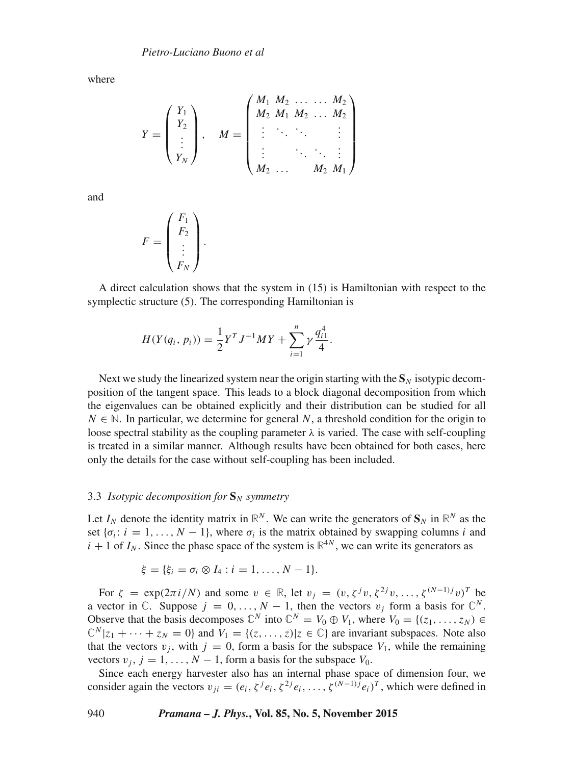where

$$
Y = \begin{pmatrix} Y_1 \\ Y_2 \\ \vdots \\ Y_N \end{pmatrix}, \quad M = \begin{pmatrix} M_1 & M_2 & \dots & \dots & M_2 \\ M_2 & M_1 & M_2 & \dots & M_2 \\ \vdots & \ddots & \ddots & & \vdots \\ \vdots & & \ddots & \ddots & \vdots \\ M_2 & \dots & & M_2 & M_1 \end{pmatrix}
$$

and

$$
F = \begin{pmatrix} F_1 \\ F_2 \\ \vdots \\ F_N \end{pmatrix}.
$$

A direct calculation shows that the system in (15) is Hamiltonian with respect to the symplectic structure (5). The corresponding Hamiltonian is

$$
H(Y(q_i, p_i)) = \frac{1}{2} Y^T J^{-1} M Y + \sum_{i=1}^{n} \gamma \frac{q_{i1}^4}{4}.
$$

Next we study the linearized system near the origin starting with the $\mathbf{S}_N$ isotypic decomposition of the tangent space. This leads to a block diagonal decomposition from which the eigenvalues can be obtained explicitly and their distribution can be studied for all $N \in \mathbb{N}$. In particular, we determine for general $N$, a threshold condition for the origin to loose spectral stability as the coupling parameter $\lambda$ is varied. The case with self-coupling is treated in a similar manner. Although results have been obtained for both cases, here only the details for the case without self-coupling has been included.

### 3.3 *Isotypic decomposition for $\mathbf{S}_N$ symmetry*

Let $I_N$ denote the identity matrix in $\mathbb{R}^N$. We can write the generators of $\mathbf{S}_N$ in $\mathbb{R}^N$ as the set $\{\sigma_i\colon i = 1, \dots, N-1\}$, where $\sigma_i$ is the matrix obtained by swapping columns $i$ and $i+1$ of $I_N$. Since the phase space of the system is $\mathbb{R}^{4N}$, we can write its generators as

$$
\xi = \{\xi_i = \sigma_i \otimes I_4 : i = 1, \dots, N-1\}.
$$

For $\zeta = \exp(2\pi i/N)$ and some $v \in \mathbb{R}$, let $v_j = (v, \zeta^j v, \zeta^{2j} v, \dots, \zeta^{(N-1)j} v)^T$ be a vector in $\mathbb{C}$. Suppose $j = 0, \dots, N-1$, then the vectors $v_j$ form a basis for $\mathbb{C}^N$. Observe that the basis decomposes $\mathbb{C}^N$ into $\mathbb{C}^N = V_0 \oplus V_1$, where $V_0 = \{(z_1, \dots, z_N) \in \mathbb{C}^N | z_1 + \dots + z_N = 0\}$ and $V_1 = \{(z, \dots, z) | z \in \mathbb{C}\}$ are invariant subspaces. Note also that the vectors $v_j$, with $j = 0$, form a basis for the subspace $V_1$, while the remaining vectors $v_j$, $j = 1, \dots, N-1$, form a basis for the subspace $V_0$.

Since each energy harvester also has an internal phase space of dimension four, we consider again the vectors $v_{ji} = (e_i, \zeta^j e_i, \zeta^{2j} e_i, \dots, \zeta^{(N-1)j} e_i)^T$, which were defined in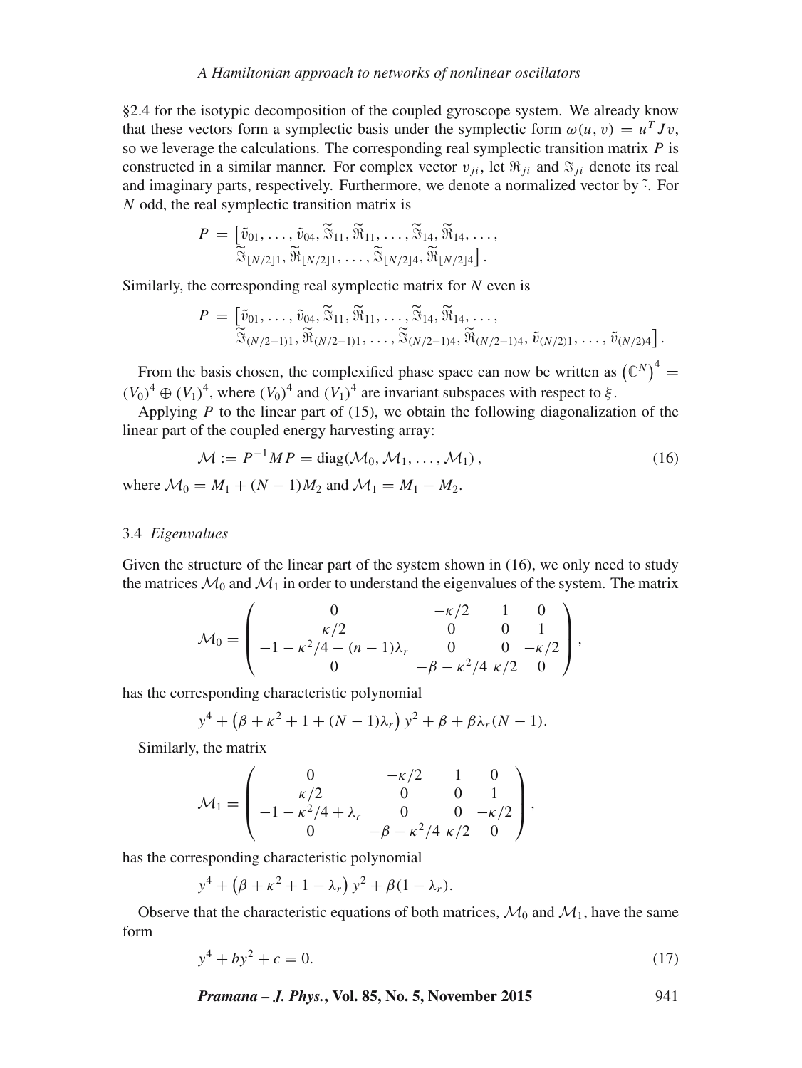§2.4 for the isotypic decomposition of the coupled gyroscope system. We already know that these vectors form a symplectic basis under the symplectic form $\omega(u, v) = u^T J v$, so we leverage the calculations. The corresponding real symplectic transition matrix $P$ is constructed in a similar manner. For complex vector $v_{ji}$, let $\Re_{ji}$ and $\Im_{ji}$ denote its real and imaginary parts, respectively. Furthermore, we denote a normalized vector by $\tilde{\cdot}$. For $N$ odd, the real symplectic transition matrix is

$$P = \left[\tilde{v}_{01}, \ldots, \tilde{v}_{04}, \widetilde{\Im}_{11}, \widetilde{\Re}_{11}, \ldots, \widetilde{\Im}_{14}, \widetilde{\Re}_{14}, \ldots, \widetilde{\Im}_{\lfloor N/2 \rfloor 1}, \widetilde{\Re}_{\lfloor N/2 \rfloor 1}, \ldots, \widetilde{\Im}_{\lfloor N/2 \rfloor 4}, \widetilde{\Re}_{\lfloor N/2 \rfloor 4}\right].$$

Similarly, the corresponding real symplectic matrix for $N$ even is

$$P = \left[\tilde{v}_{01}, \ldots, \tilde{v}_{04}, \widetilde{\Im}_{11}, \widetilde{\Re}_{11}, \ldots, \widetilde{\Im}_{14}, \widetilde{\Re}_{14}, \ldots, \widetilde{\Im}_{(N/2-1)1}, \widetilde{\Re}_{(N/2-1)1}, \ldots, \widetilde{\Im}_{(N/2-1)4}, \widetilde{\Re}_{(N/2-1)4}, \tilde{v}_{(N/2)1}, \ldots, \tilde{v}_{(N/2)4}\right].$$

From the basis chosen, the complexified phase space can now be written as $\left(\mathbb{C}^N\right)^4 = (V_0)^4 \oplus (V_1)^4$, where $(V_0)^4$ and $(V_1)^4$ are invariant subspaces with respect to $\xi$.

Applying $P$ to the linear part of (15), we obtain the following diagonalization of the linear part of the coupled energy harvesting array:

$$\mathcal{M} := P^{-1} M P = \operatorname{diag}(\mathcal{M}_0, \mathcal{M}_1, \ldots, \mathcal{M}_1), \tag{16}$$

where $\mathcal{M}_0 = M_1 + (N-1)M_2$ and $\mathcal{M}_1 = M_1 - M_2$.

### 3.4 *Eigenvalues*

Given the structure of the linear part of the system shown in (16), we only need to study the matrices $\mathcal{M}_0$ and $\mathcal{M}_1$ in order to understand the eigenvalues of the system. The matrix

$$\mathcal{M}_0 = \begin{pmatrix} 0 & -\kappa/2 & 1 & 0 \\ \kappa/2 & 0 & 0 & 1 \\ -1 - \kappa^2/4 - (n-1)\lambda_r & 0 & 0 & -\kappa/2 \\ 0 & -\beta - \kappa^2/4 & \kappa/2 & 0 \end{pmatrix},$$

has the corresponding characteristic polynomial

$$y^4 + \left(\beta + \kappa^2 + 1 + (N-1)\lambda_r\right) y^2 + \beta + \beta\lambda_r(N-1).$$

Similarly, the matrix

$$\mathcal{M}_1 = \begin{pmatrix} 0 & -\kappa/2 & 1 & 0 \\ \kappa/2 & 0 & 0 & 1 \\ -1 - \kappa^2/4 + \lambda_r & 0 & 0 & -\kappa/2 \\ 0 & -\beta - \kappa^2/4 & \kappa/2 & 0 \end{pmatrix},$$

has the corresponding characteristic polynomial

$$y^4 + \left(\beta + \kappa^2 + 1 - \lambda_r\right) y^2 + \beta(1 - \lambda_r).$$

Observe that the characteristic equations of both matrices, $\mathcal{M}_0$ and $\mathcal{M}_1$, have the same form

$$y^4 + by^2 + c = 0. \tag{17}$$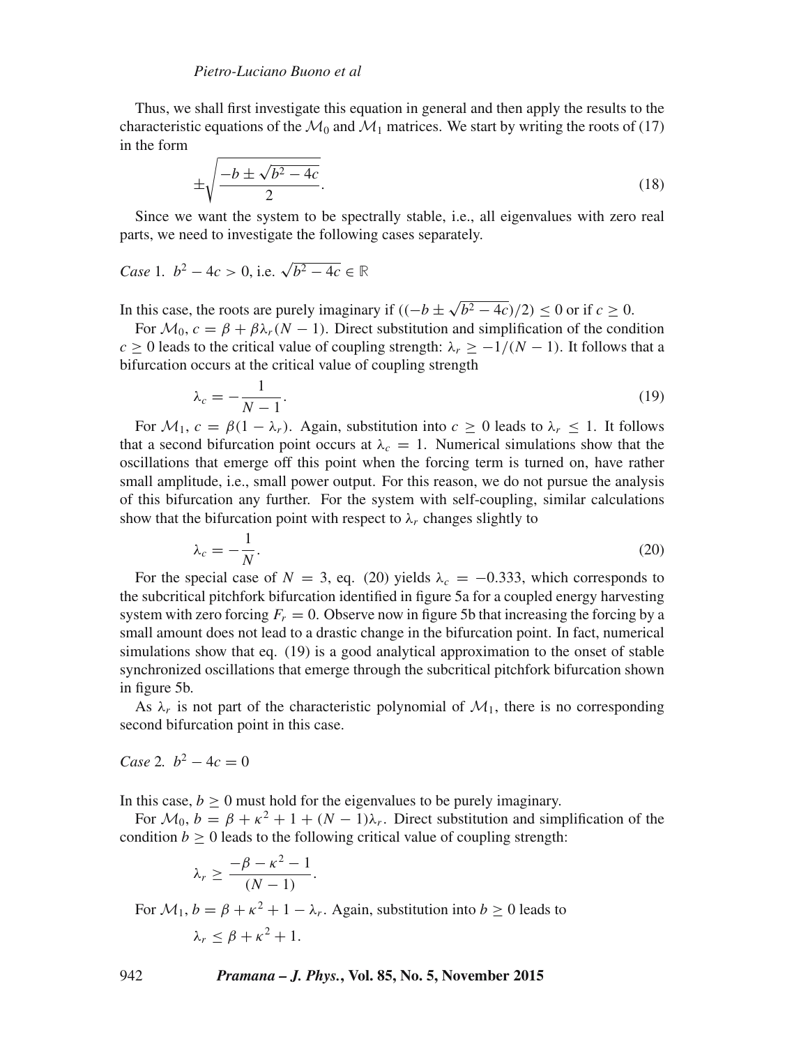Thus, we shall first investigate this equation in general and then apply the results to the characteristic equations of the $\mathcal{M}_0$ and $\mathcal{M}_1$ matrices. We start by writing the roots of (17) in the form

$$\pm\sqrt{\frac{-b \pm \sqrt{b^2 - 4c}}{2}}. \tag{18}$$

Since we want the system to be spectrally stable, i.e., all eigenvalues with zero real parts, we need to investigate the following cases separately.

*Case* 1. $b^2 - 4c > 0$, i.e. $\sqrt{b^2 - 4c} \in \mathbb{R}$

In this case, the roots are purely imaginary if $((-b \pm \sqrt{b^2 - 4c})/2) \leq 0$ or if $c \geq 0$.

For $\mathcal{M}_0$, $c = \beta + \beta\lambda_r(N-1)$. Direct substitution and simplification of the condition $c \geq 0$ leads to the critical value of coupling strength: $\lambda_r \geq -1/(N-1)$. It follows that a bifurcation occurs at the critical value of coupling strength

$$\lambda_c = -\frac{1}{N-1}. \tag{19}$$

For $\mathcal{M}_1$, $c = \beta(1 - \lambda_r)$. Again, substitution into $c \geq 0$ leads to $\lambda_r \leq 1$. It follows that a second bifurcation point occurs at $\lambda_c = 1$. Numerical simulations show that the oscillations that emerge off this point when the forcing term is turned on, have rather small amplitude, i.e., small power output. For this reason, we do not pursue the analysis of this bifurcation any further. For the system with self-coupling, similar calculations show that the bifurcation point with respect to $\lambda_r$ changes slightly to

$$\lambda_c = -\frac{1}{N}. \tag{20}$$

For the special case of $N = 3$, eq. (20) yields $\lambda_c = -0.333$, which corresponds to the subcritical pitchfork bifurcation identified in figure 5a for a coupled energy harvesting system with zero forcing $F_r = 0$. Observe now in figure 5b that increasing the forcing by a small amount does not lead to a drastic change in the bifurcation point. In fact, numerical simulations show that eq. (19) is a good analytical approximation to the onset of stable synchronized oscillations that emerge through the subcritical pitchfork bifurcation shown in figure 5b.

As $\lambda_r$ is not part of the characteristic polynomial of $\mathcal{M}_1$, there is no corresponding second bifurcation point in this case.

*Case* 2. $b^2 - 4c = 0$

In this case, $b \geq 0$ must hold for the eigenvalues to be purely imaginary.

For $\mathcal{M}_0$, $b = \beta + \kappa^2 + 1 + (N-1)\lambda_r$. Direct substitution and simplification of the condition $b \geq 0$ leads to the following critical value of coupling strength:

$$\lambda_r \geq \frac{-\beta - \kappa^2 - 1}{(N-1)}.$$

For $\mathcal{M}_1$, $b = \beta + \kappa^2 + 1 - \lambda_r$. Again, substitution into $b \geq 0$ leads to

$$\lambda_r \leq \beta + \kappa^2 + 1.$$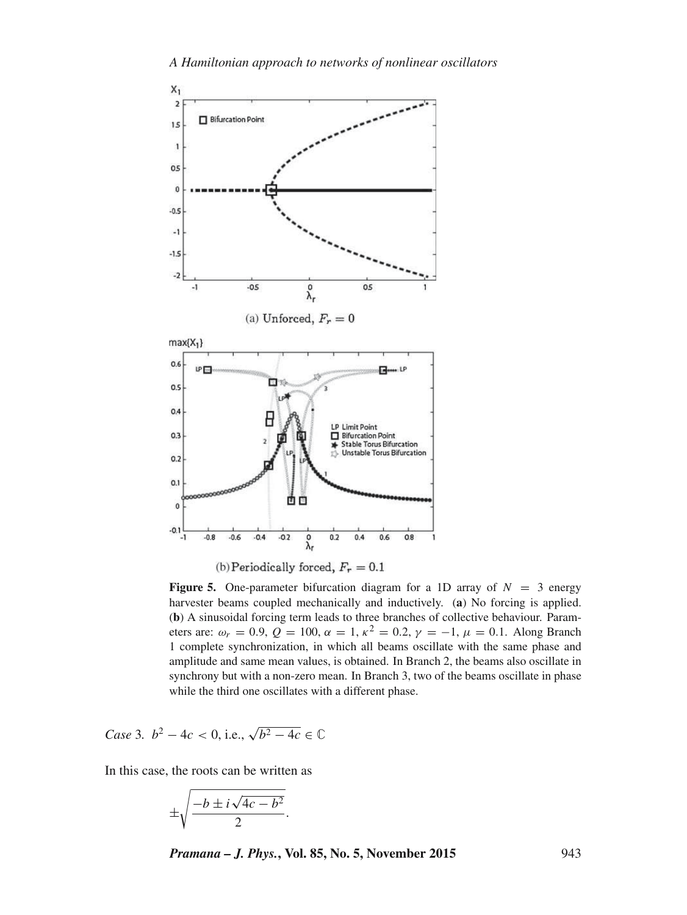(a) Unforced, $F_r = 0$

(b) Periodically forced, $F_r = 0.1$

**Figure 5.** One-parameter bifurcation diagram for a 1D array of $N = 3$ energy harvester beams coupled mechanically and inductively. (**a**) No forcing is applied. (**b**) A sinusoidal forcing term leads to three branches of collective behaviour. Parameters are: $\omega_r = 0.9$, $Q = 100$, $\alpha = 1$, $\kappa^2 = 0.2$, $\gamma = -1$, $\mu = 0.1$. Along Branch 1 complete synchronization, in which all beams oscillate with the same phase and amplitude and same mean values, is obtained. In Branch 2, the beams also oscillate in synchrony but with a non-zero mean. In Branch 3, two of the beams oscillate in phase while the third one oscillates with a different phase.

*Case* 3. $b^2 - 4c < 0$, i.e., $\sqrt{b^2 - 4c} \in \mathbb{C}$

In this case, the roots can be written as

$$\pm\sqrt{\frac{-b \pm i\sqrt{4c - b^2}}{2}}.$$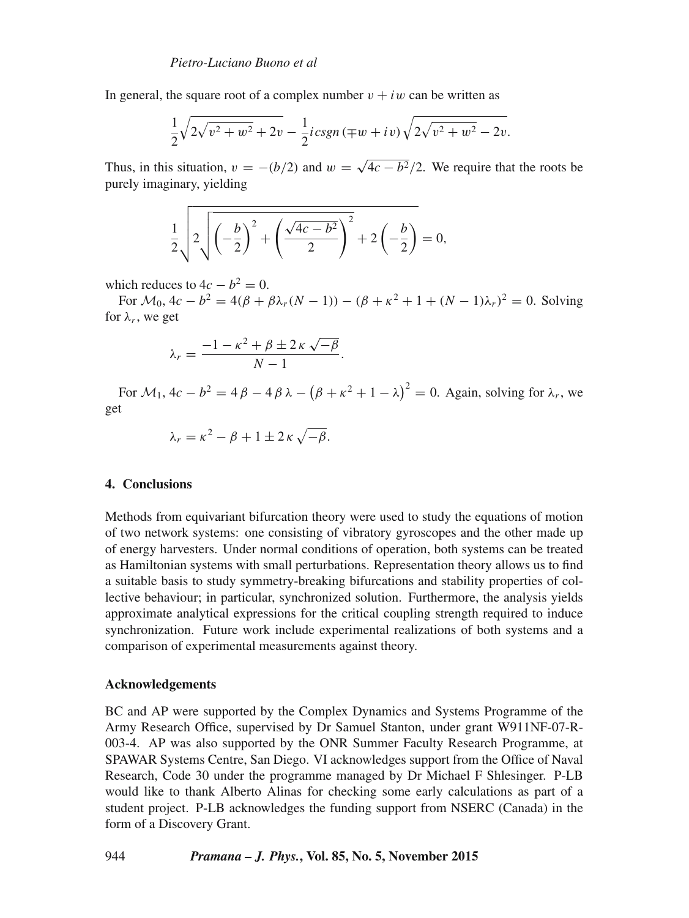In general, the square root of a complex number $v + iw$ can be written as

$$\frac{1}{2}\sqrt{2\sqrt{v^2+w^2}+2v} - \frac{1}{2} i\, csgn\,(\mp w + iv)\sqrt{2\sqrt{v^2+w^2}-2v}.$$

Thus, in this situation, $v = -(b/2)$ and $w = \sqrt{4c-b^2}/2$. We require that the roots be purely imaginary, yielding

$$\frac{1}{2}\sqrt{2\sqrt{\left(-\frac{b}{2}\right)^2 + \left(\frac{\sqrt{4c-b^2}}{2}\right)^2} + 2\left(-\frac{b}{2}\right)} = 0,$$

which reduces to $4c - b^2 = 0$.

For $\mathcal{M}_0$, $4c - b^2 = 4(\beta + \beta\lambda_r(N-1)) - (\beta + \kappa^2 + 1 + (N-1)\lambda_r)^2 = 0$. Solving for $\lambda_r$, we get

$$\lambda_r = \frac{-1 - \kappa^2 + \beta \pm 2\,\kappa\,\sqrt{-\beta}}{N-1}.$$

For $\mathcal{M}_1$, $4c - b^2 = 4\,\beta - 4\,\beta\,\lambda - \left(\beta + \kappa^2 + 1 - \lambda\right)^2 = 0$. Again, solving for $\lambda_r$, we get

$$\lambda_r = \kappa^2 - \beta + 1 \pm 2\,\kappa\,\sqrt{-\beta}.$$

## 4. Conclusions

Methods from equivariant bifurcation theory were used to study the equations of motion of two network systems: one consisting of vibratory gyroscopes and the other made up of energy harvesters. Under normal conditions of operation, both systems can be treated as Hamiltonian systems with small perturbations. Representation theory allows us to find a suitable basis to study symmetry-breaking bifurcations and stability properties of collective behaviour; in particular, synchronized solution. Furthermore, the analysis yields approximate analytical expressions for the critical coupling strength required to induce synchronization. Future work include experimental realizations of both systems and a comparison of experimental measurements against theory.

### Acknowledgements

BC and AP were supported by the Complex Dynamics and Systems Programme of the Army Research Office, supervised by Dr Samuel Stanton, under grant W911NF-07-R-003-4. AP was also supported by the ONR Summer Faculty Research Programme, at SPAWAR Systems Centre, San Diego. VI acknowledges support from the Office of Naval Research, Code 30 under the programme managed by Dr Michael F Shlesinger. P-LB would like to thank Alberto Alinas for checking some early calculations as part of a student project. P-LB acknowledges the funding support from NSERC (Canada) in the form of a Discovery Grant.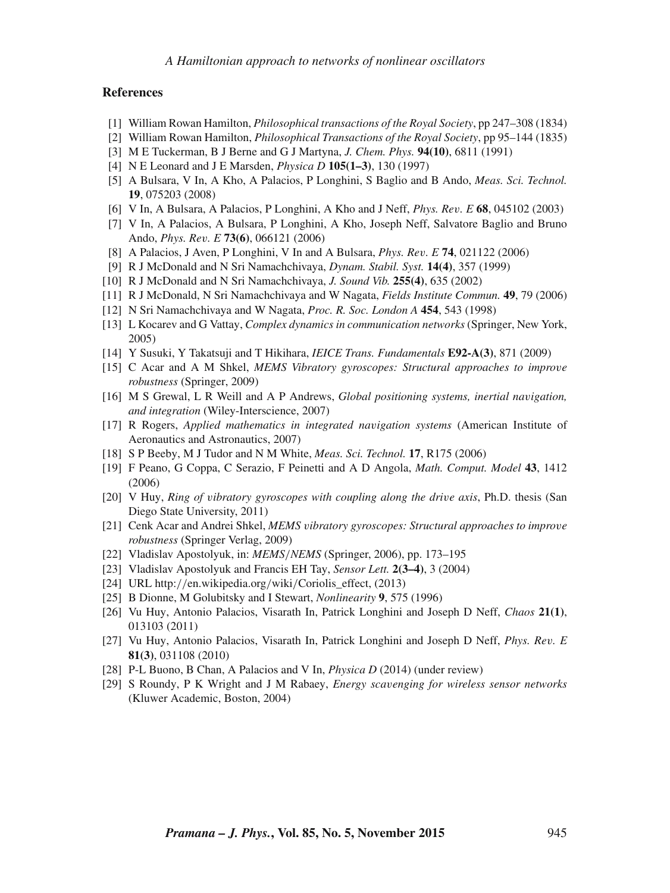## References

[1] William Rowan Hamilton, *Philosophical transactions of the Royal Society*, pp 247–308 (1834)

[2] William Rowan Hamilton, *Philosophical Transactions of the Royal Society*, pp 95–144 (1835)

[3] M E Tuckerman, B J Berne and G J Martyna, *J. Chem. Phys.* **94(10)**, 6811 (1991)

[4] N E Leonard and J E Marsden, *Physica D* **105(1–3)**, 130 (1997)

[5] A Bulsara, V In, A Kho, A Palacios, P Longhini, S Baglio and B Ando, *Meas. Sci. Technol.* **19**, 075203 (2008)

[6] V In, A Bulsara, A Palacios, P Longhini, A Kho and J Neff, *Phys. Rev. E* **68**, 045102 (2003)

[7] V In, A Palacios, A Bulsara, P Longhini, A Kho, Joseph Neff, Salvatore Baglio and Bruno Ando, *Phys. Rev. E* **73(6)**, 066121 (2006)

[8] A Palacios, J Aven, P Longhini, V In and A Bulsara, *Phys. Rev. E* **74**, 021122 (2006)

[9] R J McDonald and N Sri Namachchivaya, *Dynam. Stabil. Syst.* **14(4)**, 357 (1999)

[10] R J McDonald and N Sri Namachchivaya, *J. Sound Vib.* **255(4)**, 635 (2002)

[11] R J McDonald, N Sri Namachchivaya and W Nagata, *Fields Institute Commun.* **49**, 79 (2006)

[12] N Sri Namachchivaya and W Nagata, *Proc. R. Soc. London A* **454**, 543 (1998)

[13] L Kocarev and G Vattay, *Complex dynamics in communication networks* (Springer, New York, 2005)

[14] Y Susuki, Y Takatsuji and T Hikihara, *IEICE Trans. Fundamentals* **E92-A(3)**, 871 (2009)

[15] C Acar and A M Shkel, *MEMS Vibratory gyroscopes: Structural approaches to improve robustness* (Springer, 2009)

[16] M S Grewal, L R Weill and A P Andrews, *Global positioning systems, inertial navigation, and integration* (Wiley-Interscience, 2007)

[17] R Rogers, *Applied mathematics in integrated navigation systems* (American Institute of Aeronautics and Astronautics, 2007)

[18] S P Beeby, M J Tudor and N M White, *Meas. Sci. Technol.* **17**, R175 (2006)

[19] F Peano, G Coppa, C Serazio, F Peinetti and A D Angola, *Math. Comput. Model* **43**, 1412 (2006)

[20] V Huy, *Ring of vibratory gyroscopes with coupling along the drive axis*, Ph.D. thesis (San Diego State University, 2011)

[21] Cenk Acar and Andrei Shkel, *MEMS vibratory gyroscopes: Structural approaches to improve robustness* (Springer Verlag, 2009)

[22] Vladislav Apostolyuk, in: *MEMS/NEMS* (Springer, 2006), pp. 173–195

[23] Vladislav Apostolyuk and Francis EH Tay, *Sensor Lett.* **2(3–4)**, 3 (2004)

[24] URL http://en.wikipedia.org/wiki/Coriolis_effect, (2013)

[25] B Dionne, M Golubitsky and I Stewart, *Nonlinearity* **9**, 575 (1996)

[26] Vu Huy, Antonio Palacios, Visarath In, Patrick Longhini and Joseph D Neff, *Chaos* **21(1)**, 013103 (2011)

[27] Vu Huy, Antonio Palacios, Visarath In, Patrick Longhini and Joseph D Neff, *Phys. Rev. E* **81(3)**, 031108 (2010)

[28] P-L Buono, B Chan, A Palacios and V In, *Physica D* (2014) (under review)

[29] S Roundy, P K Wright and J M Rabaey, *Energy scavenging for wireless sensor networks* (Kluwer Academic, Boston, 2004)